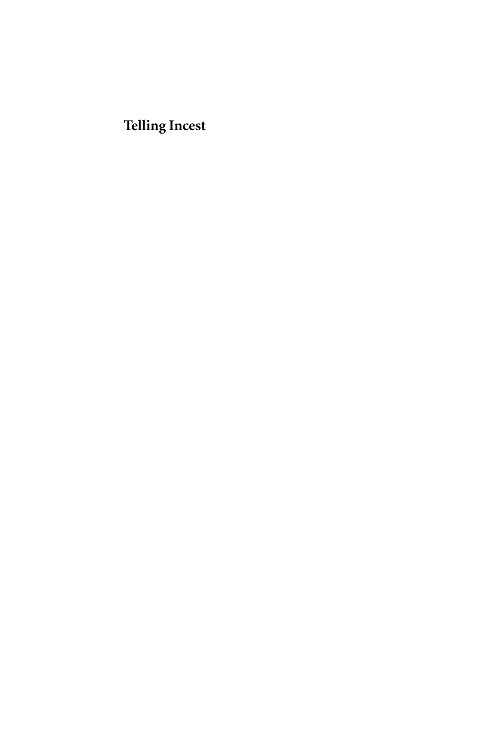# Telling Incest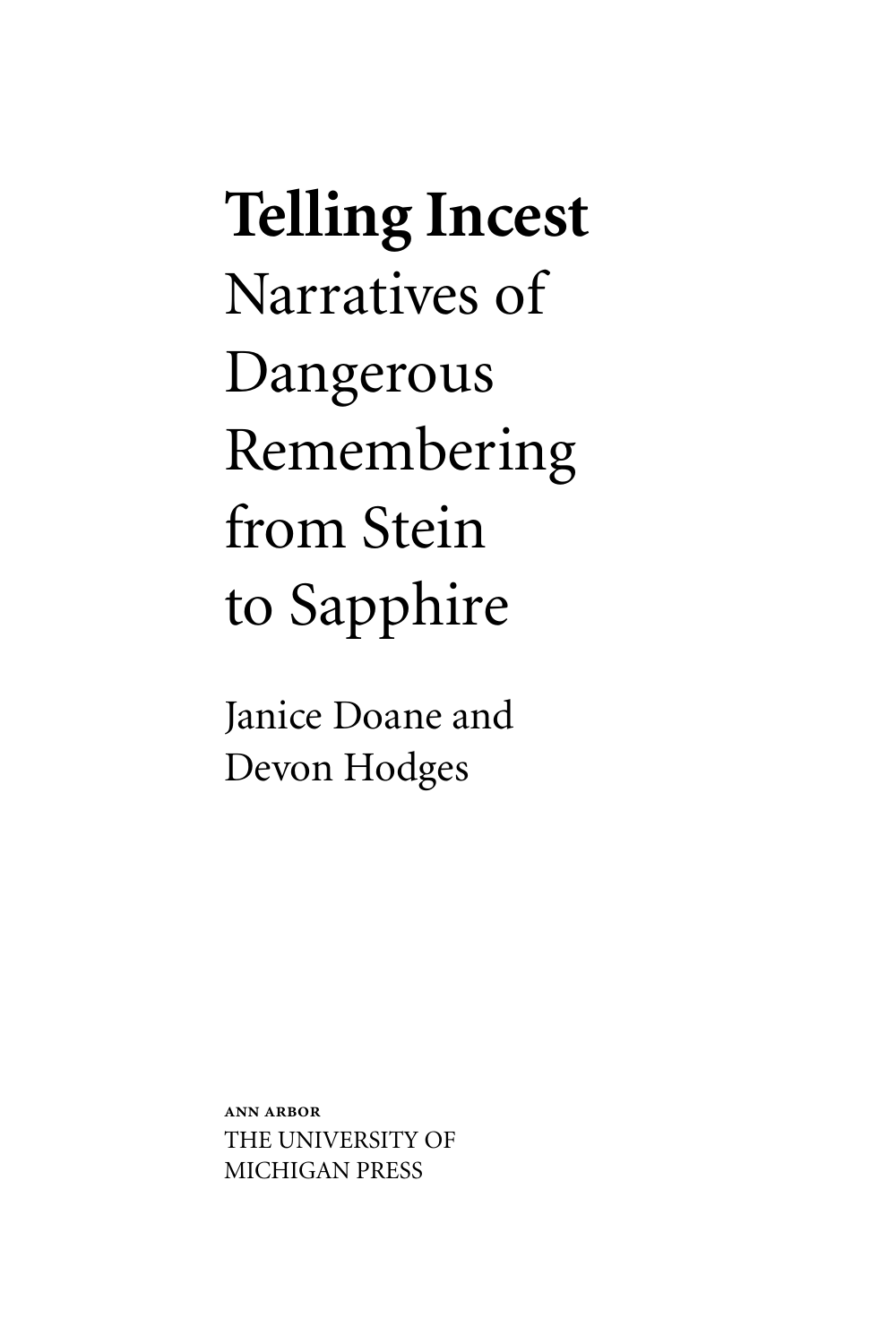# Telling Incest

Narratives of Dangerous Remembering from Stein to Sapphire

Janice Doane and Devon Hodges

ANN ARBOR

THE UNIVERSITY OF MICHIGAN PRESS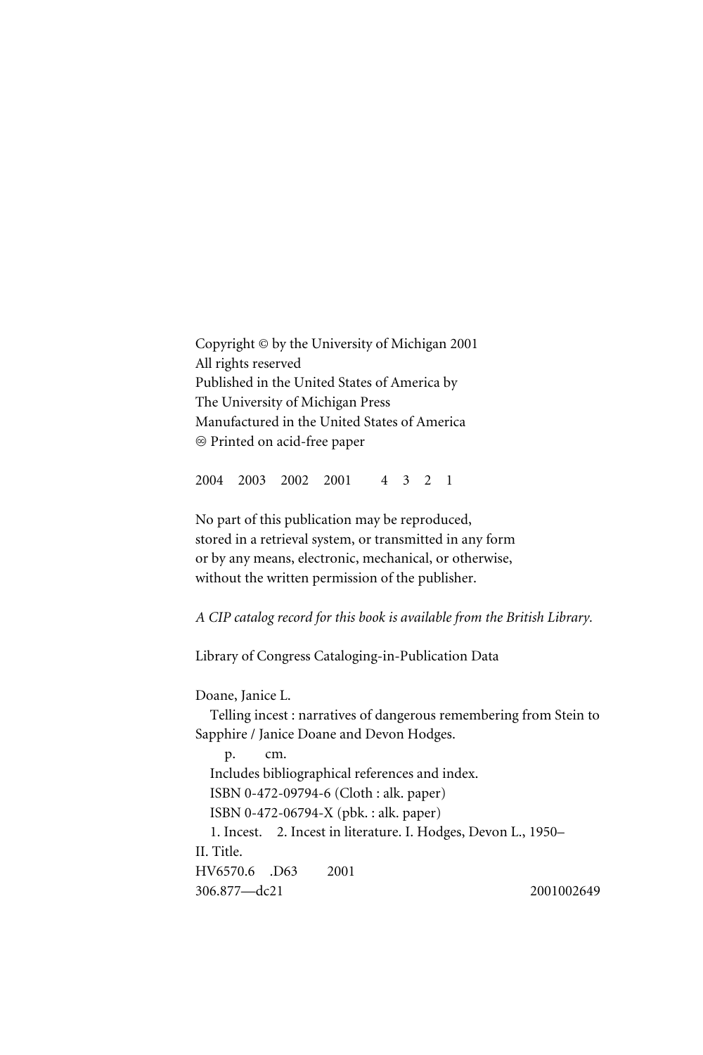Copyright © by the University of Michigan 2001
All rights reserved
Published in the United States of America by
The University of Michigan Press
Manufactured in the United States of America
♾ Printed on acid-free paper

2004 2003 2002 2001 4 3 2 1

No part of this publication may be reproduced,
stored in a retrieval system, or transmitted in any form
or by any means, electronic, mechanical, or otherwise,
without the written permission of the publisher.

*A CIP catalog record for this book is available from the British Library.*

Library of Congress Cataloging-in-Publication Data

Doane, Janice L.
Telling incest : narratives of dangerous remembering from Stein to Sapphire / Janice Doane and Devon Hodges.
p. cm.
Includes bibliographical references and index.
ISBN 0-472-09794-6 (Cloth : alk. paper)
ISBN 0-472-06794-X (pbk. : alk. paper)
1. Incest. 2. Incest in literature. I. Hodges, Devon L., 1950–
II. Title.
HV6570.6 .D63 2001
306.877—dc21 2001002649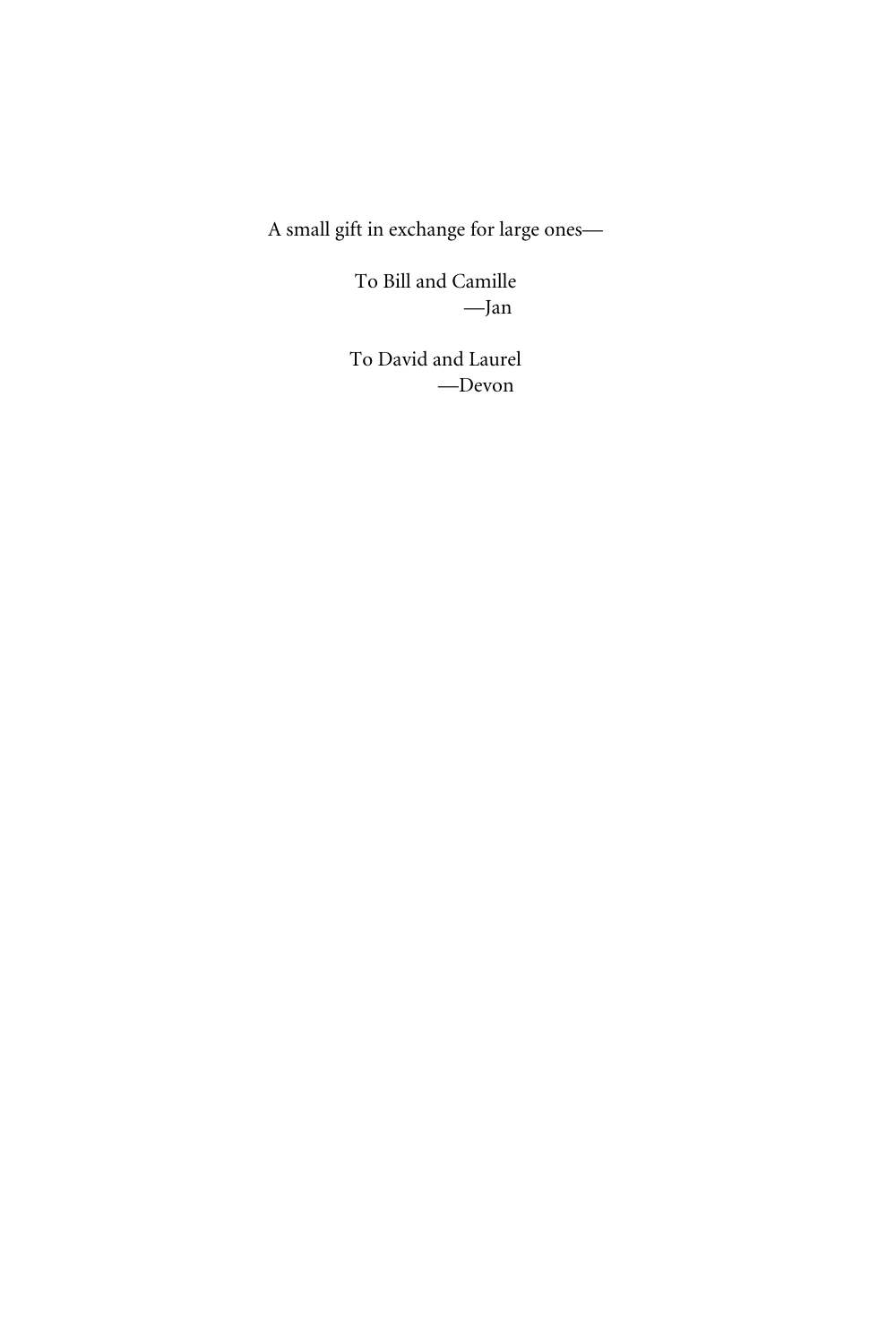A small gift in exchange for large ones—

To Bill and Camille
—Jan

To David and Laurel
—Devon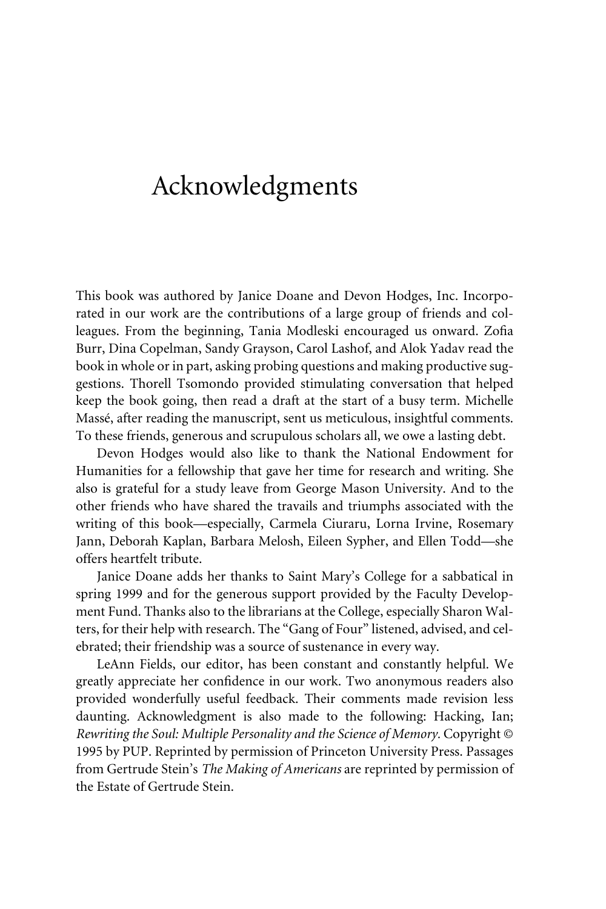# Acknowledgments

This book was authored by Janice Doane and Devon Hodges, Inc. Incorporated in our work are the contributions of a large group of friends and colleagues. From the beginning, Tania Modleski encouraged us onward. Zofia Burr, Dina Copelman, Sandy Grayson, Carol Lashof, and Alok Yadav read the book in whole or in part, asking probing questions and making productive suggestions. Thorell Tsomondo provided stimulating conversation that helped keep the book going, then read a draft at the start of a busy term. Michelle Massé, after reading the manuscript, sent us meticulous, insightful comments. To these friends, generous and scrupulous scholars all, we owe a lasting debt.

Devon Hodges would also like to thank the National Endowment for Humanities for a fellowship that gave her time for research and writing. She also is grateful for a study leave from George Mason University. And to the other friends who have shared the travails and triumphs associated with the writing of this book—especially, Carmela Ciuraru, Lorna Irvine, Rosemary Jann, Deborah Kaplan, Barbara Melosh, Eileen Sypher, and Ellen Todd—she offers heartfelt tribute.

Janice Doane adds her thanks to Saint Mary's College for a sabbatical in spring 1999 and for the generous support provided by the Faculty Development Fund. Thanks also to the librarians at the College, especially Sharon Walters, for their help with research. The "Gang of Four" listened, advised, and celebrated; their friendship was a source of sustenance in every way.

LeAnn Fields, our editor, has been constant and constantly helpful. We greatly appreciate her confidence in our work. Two anonymous readers also provided wonderfully useful feedback. Their comments made revision less daunting. Acknowledgment is also made to the following: Hacking, Ian; *Rewriting the Soul: Multiple Personality and the Science of Memory.* Copyright © 1995 by PUP. Reprinted by permission of Princeton University Press. Passages from Gertrude Stein's *The Making of Americans* are reprinted by permission of the Estate of Gertrude Stein.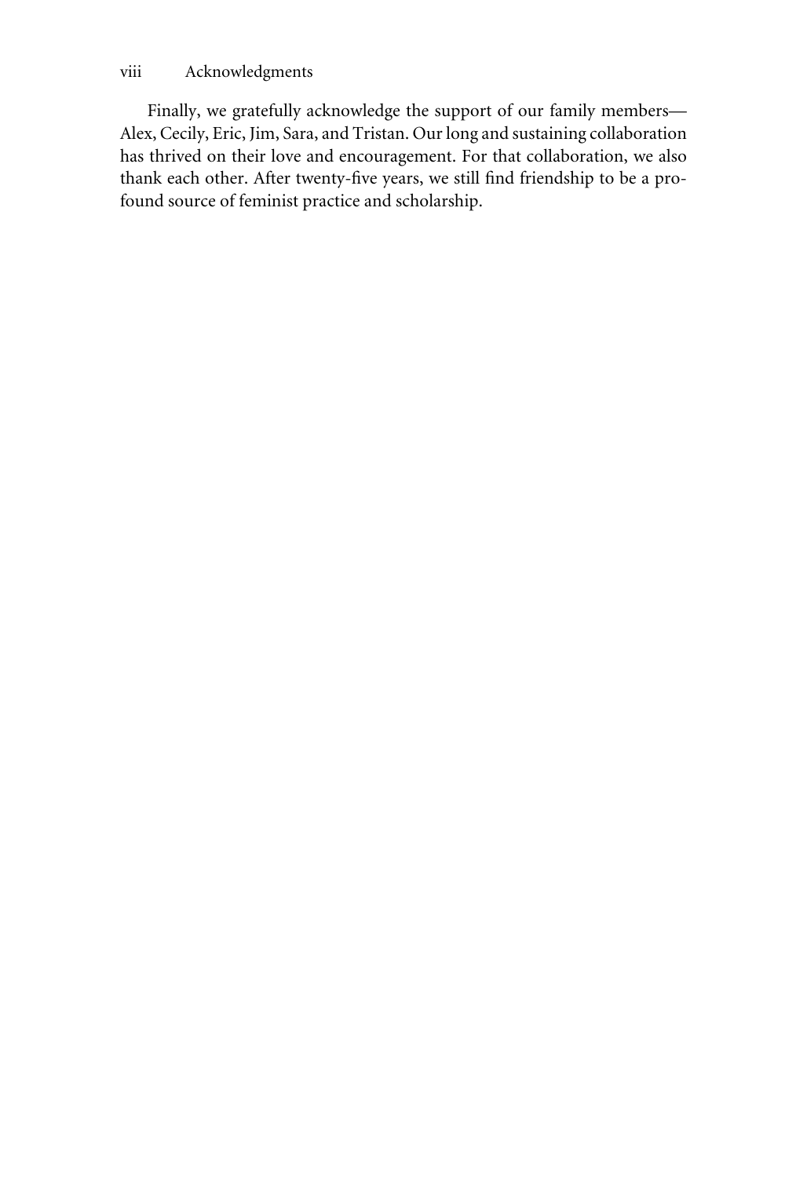Finally, we gratefully acknowledge the support of our family members—Alex, Cecily, Eric, Jim, Sara, and Tristan. Our long and sustaining collaboration has thrived on their love and encouragement. For that collaboration, we also thank each other. After twenty-five years, we still find friendship to be a profound source of feminist practice and scholarship.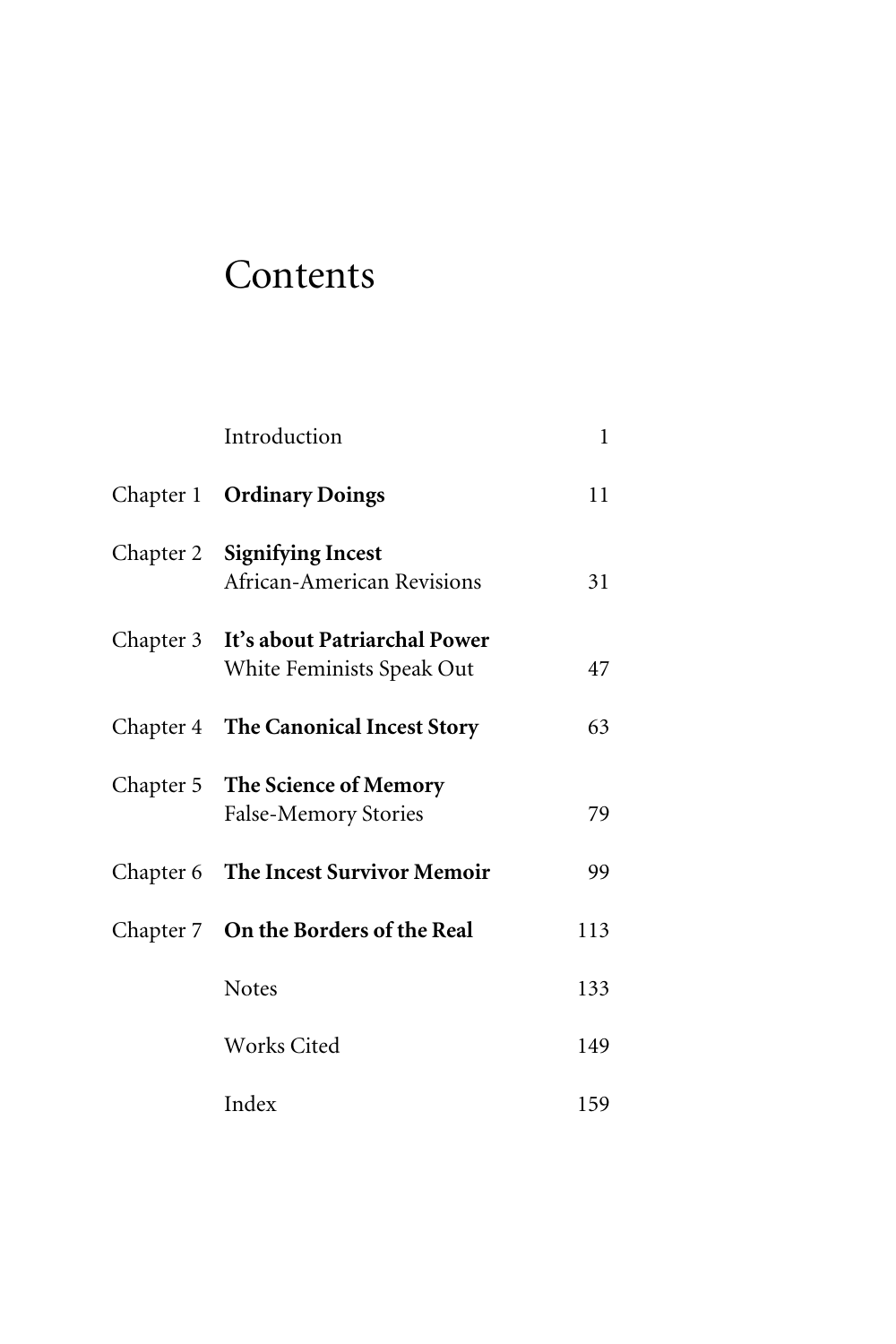# Contents

| | | |
|---|---|---|
| | Introduction | 1 |
| Chapter 1 | **Ordinary Doings** | 11 |
| Chapter 2 | **Signifying Incest** African-American Revisions | 31 |
| Chapter 3 | **It's about Patriarchal Power** White Feminists Speak Out | 47 |
| Chapter 4 | **The Canonical Incest Story** | 63 |
| Chapter 5 | **The Science of Memory** False-Memory Stories | 79 |
| Chapter 6 | **The Incest Survivor Memoir** | 99 |
| Chapter 7 | **On the Borders of the Real** | 113 |
| | Notes | 133 |
| | Works Cited | 149 |
| | Index | 159 |